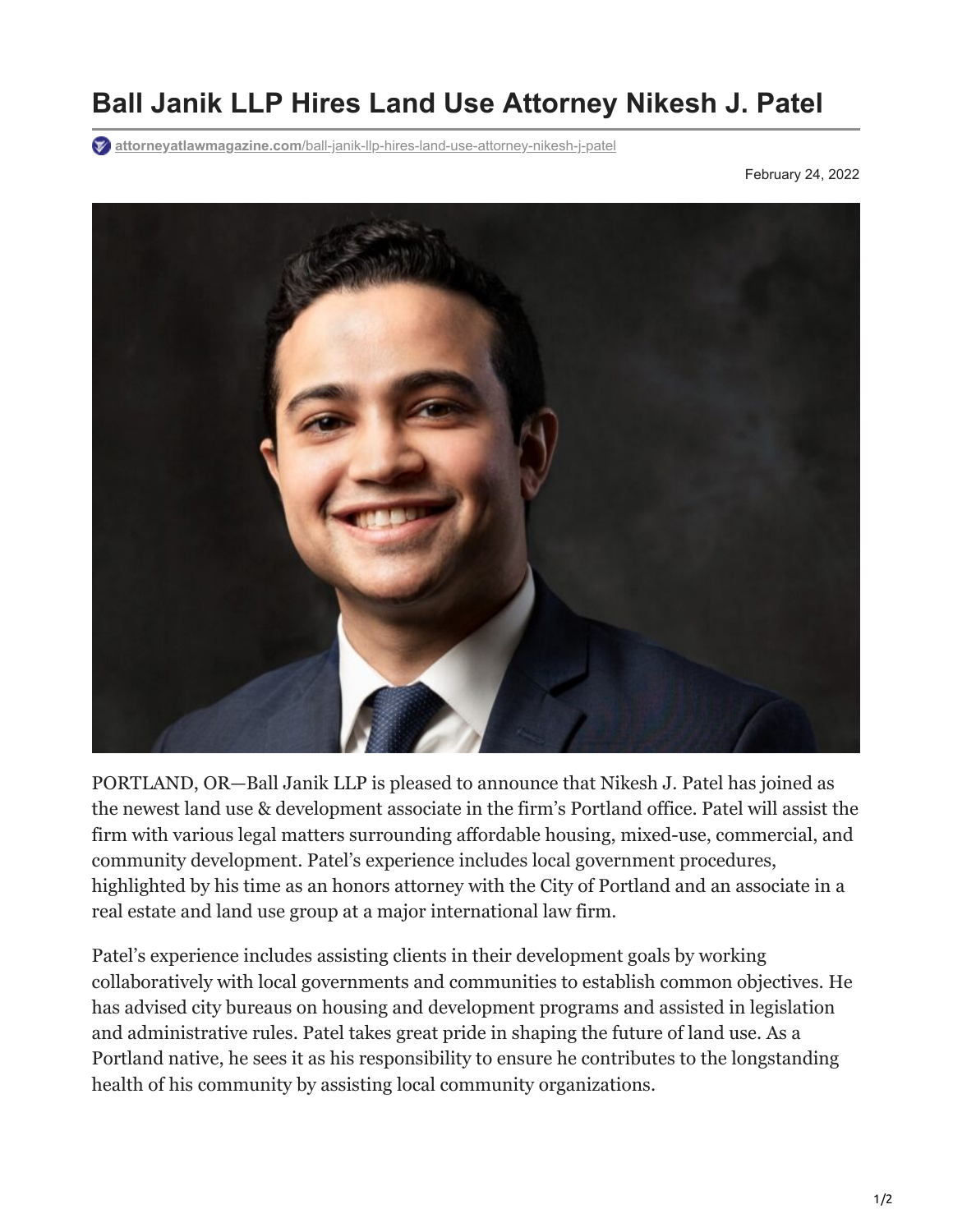# Ball Janik LLP Hires Land Use Attorney Nikesh J. Patel

attorneyatlawmagazine.com/ball-janik-llp-hires-land-use-attorney-nikesh-j-patel

February 24, 2022

PORTLAND, OR—Ball Janik LLP is pleased to announce that Nikesh J. Patel has joined as the newest land use & development associate in the firm's Portland office. Patel will assist the firm with various legal matters surrounding affordable housing, mixed-use, commercial, and community development. Patel's experience includes local government procedures, highlighted by his time as an honors attorney with the City of Portland and an associate in a real estate and land use group at a major international law firm.

Patel's experience includes assisting clients in their development goals by working collaboratively with local governments and communities to establish common objectives. He has advised city bureaus on housing and development programs and assisted in legislation and administrative rules. Patel takes great pride in shaping the future of land use. As a Portland native, he sees it as his responsibility to ensure he contributes to the longstanding health of his community by assisting local community organizations.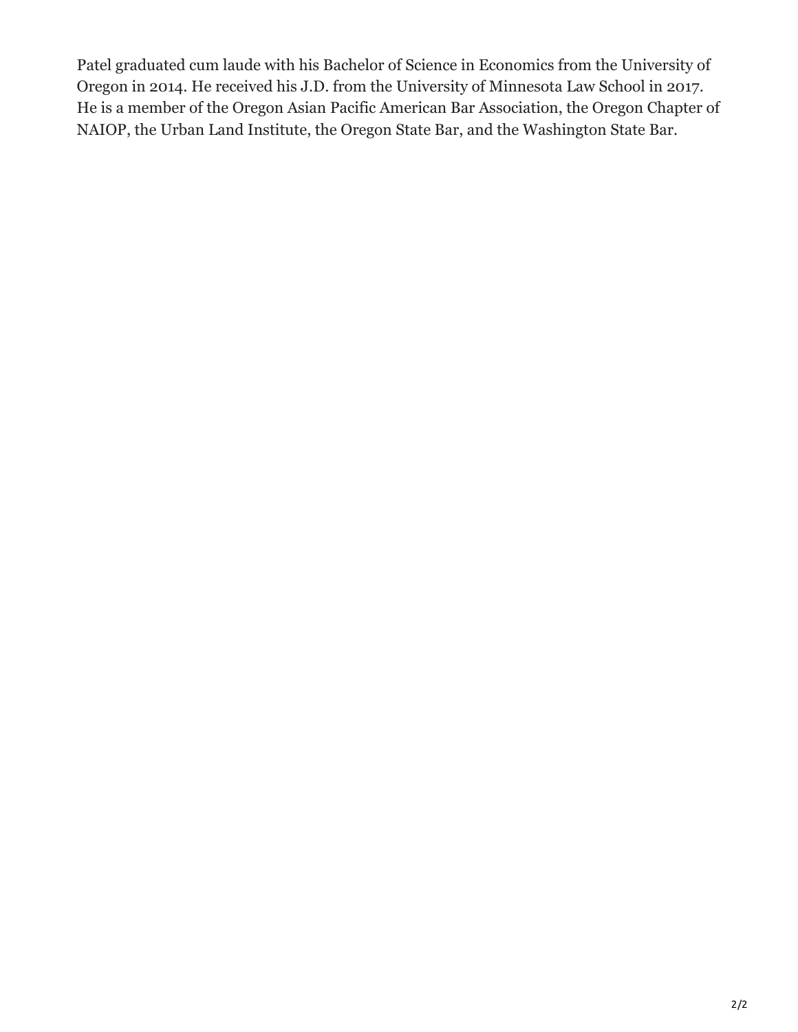Patel graduated cum laude with his Bachelor of Science in Economics from the University of Oregon in 2014. He received his J.D. from the University of Minnesota Law School in 2017. He is a member of the Oregon Asian Pacific American Bar Association, the Oregon Chapter of NAIOP, the Urban Land Institute, the Oregon State Bar, and the Washington State Bar.